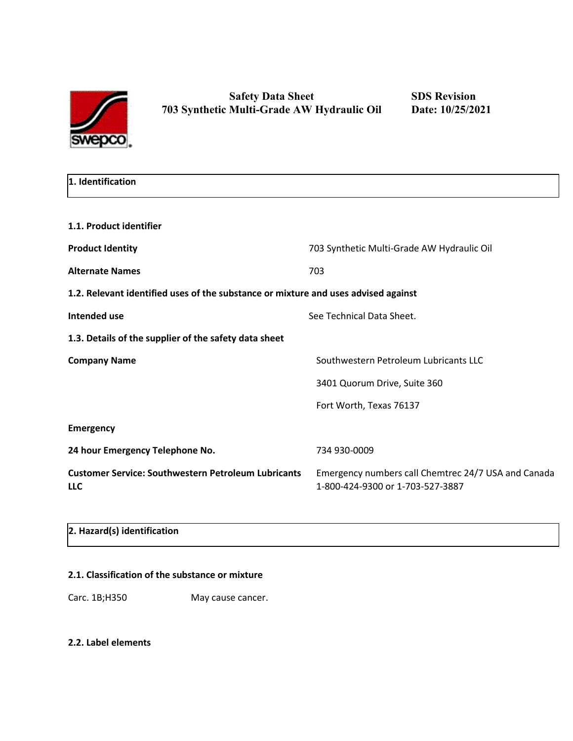# Safety Data Sheet
# 703 Synthetic Multi-Grade AW Hydraulic Oil

**SDS Revision Date: 10/25/2021**

## 1. Identification

### 1.1. Product identifier

| | |
|---|---|
| **Product Identity** | 703 Synthetic Multi-Grade AW Hydraulic Oil |
| **Alternate Names** | 703 |

### 1.2. Relevant identified uses of the substance or mixture and uses advised against

| | |
|---|---|
| **Intended use** | See Technical Data Sheet. |

### 1.3. Details of the supplier of the safety data sheet

| | |
|---|---|
| **Company Name** | Southwestern Petroleum Lubricants LLC<br>3401 Quorum Drive, Suite 360<br>Fort Worth, Texas 76137 |
| **Emergency** | |
| **24 hour Emergency Telephone No.** | 734 930-0009 |
| **Customer Service: Southwestern Petroleum Lubricants LLC** | Emergency numbers call Chemtrec 24/7 USA and Canada 1-800-424-9300 or 1-703-527-3887 |

## 2. Hazard(s) identification

### 2.1. Classification of the substance or mixture

Carc. 1B;H350 May cause cancer.

### 2.2. Label elements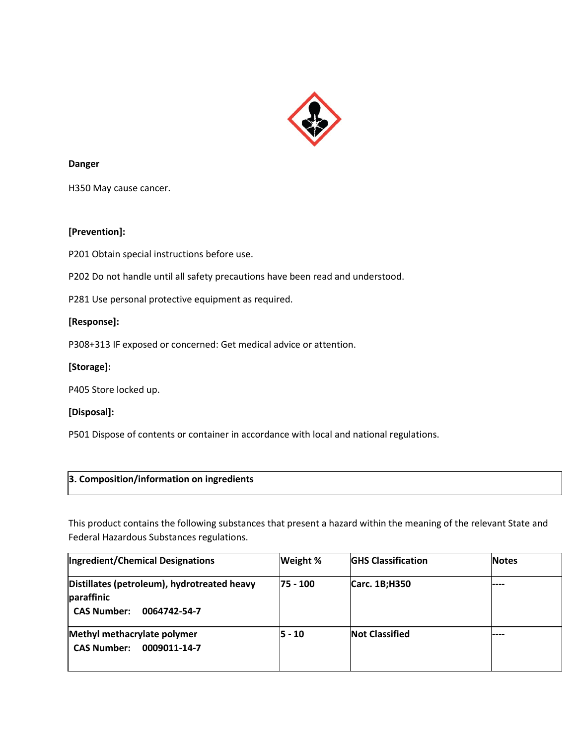**Danger**

H350 May cause cancer.

**[Prevention]:**

P201 Obtain special instructions before use.

P202 Do not handle until all safety precautions have been read and understood.

P281 Use personal protective equipment as required.

**[Response]:**

P308+313 IF exposed or concerned: Get medical advice or attention.

**[Storage]:**

P405 Store locked up.

**[Disposal]:**

P501 Dispose of contents or container in accordance with local and national regulations.

## 3. Composition/information on ingredients

This product contains the following substances that present a hazard within the meaning of the relevant State and Federal Hazardous Substances regulations.

| Ingredient/Chemical Designations | Weight % | GHS Classification | Notes |
|---|---|---|---|
| **Distillates (petroleum), hydrotreated heavy paraffinic**<br>**CAS Number: 0064742-54-7** | **75 - 100** | **Carc. 1B;H350** | ---- |
| **Methyl methacrylate polymer**<br>**CAS Number: 0009011-14-7** | **5 - 10** | **Not Classified** | ---- |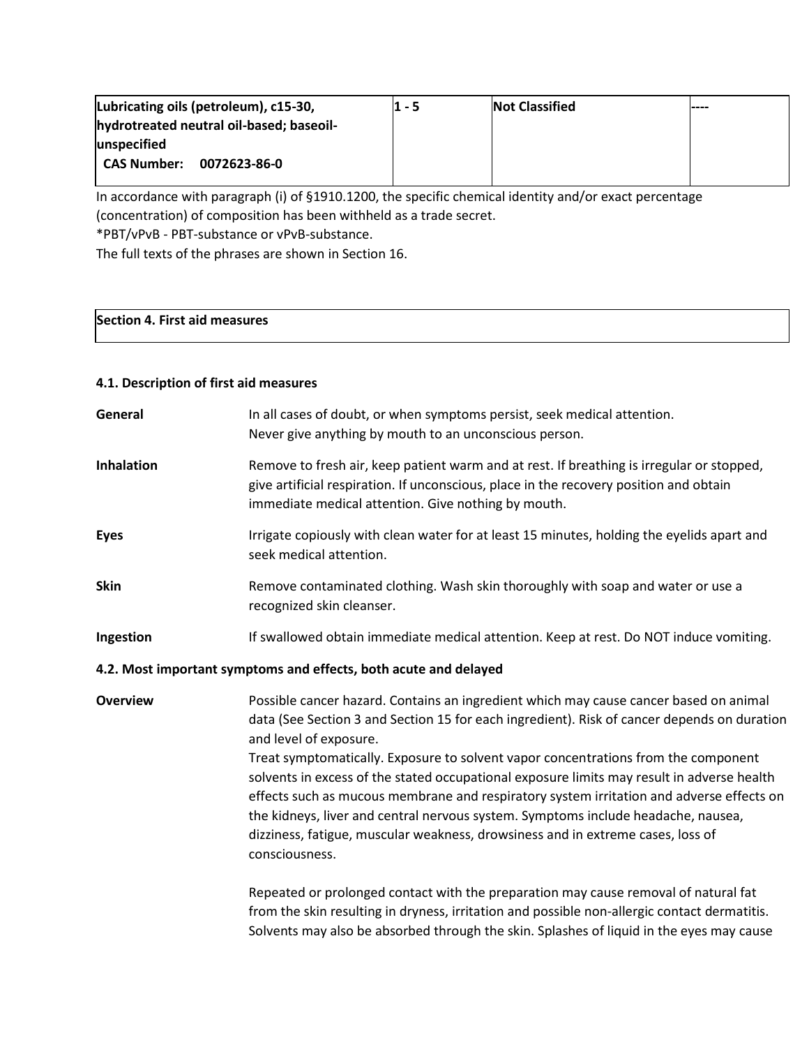| Lubricating oils (petroleum), c15-30, hydrotreated neutral oil-based; baseoil-unspecified<br>CAS Number: 0072623-86-0 | 1 - 5 | Not Classified | ---- |
|---|---|---|---|

In accordance with paragraph (i) of §1910.1200, the specific chemical identity and/or exact percentage (concentration) of composition has been withheld as a trade secret.
*PBT/vPvB - PBT-substance or vPvB-substance.
The full texts of the phrases are shown in Section 16.

## Section 4. First aid measures

### 4.1. Description of first aid measures

**General** In all cases of doubt, or when symptoms persist, seek medical attention. Never give anything by mouth to an unconscious person.

**Inhalation** Remove to fresh air, keep patient warm and at rest. If breathing is irregular or stopped, give artificial respiration. If unconscious, place in the recovery position and obtain immediate medical attention. Give nothing by mouth.

**Eyes** Irrigate copiously with clean water for at least 15 minutes, holding the eyelids apart and seek medical attention.

**Skin** Remove contaminated clothing. Wash skin thoroughly with soap and water or use a recognized skin cleanser.

**Ingestion** If swallowed obtain immediate medical attention. Keep at rest. Do NOT induce vomiting.

### 4.2. Most important symptoms and effects, both acute and delayed

**Overview** Possible cancer hazard. Contains an ingredient which may cause cancer based on animal data (See Section 3 and Section 15 for each ingredient). Risk of cancer depends on duration and level of exposure.
Treat symptomatically. Exposure to solvent vapor concentrations from the component solvents in excess of the stated occupational exposure limits may result in adverse health effects such as mucous membrane and respiratory system irritation and adverse effects on the kidneys, liver and central nervous system. Symptoms include headache, nausea, dizziness, fatigue, muscular weakness, drowsiness and in extreme cases, loss of consciousness.

Repeated or prolonged contact with the preparation may cause removal of natural fat from the skin resulting in dryness, irritation and possible non-allergic contact dermatitis. Solvents may also be absorbed through the skin. Splashes of liquid in the eyes may cause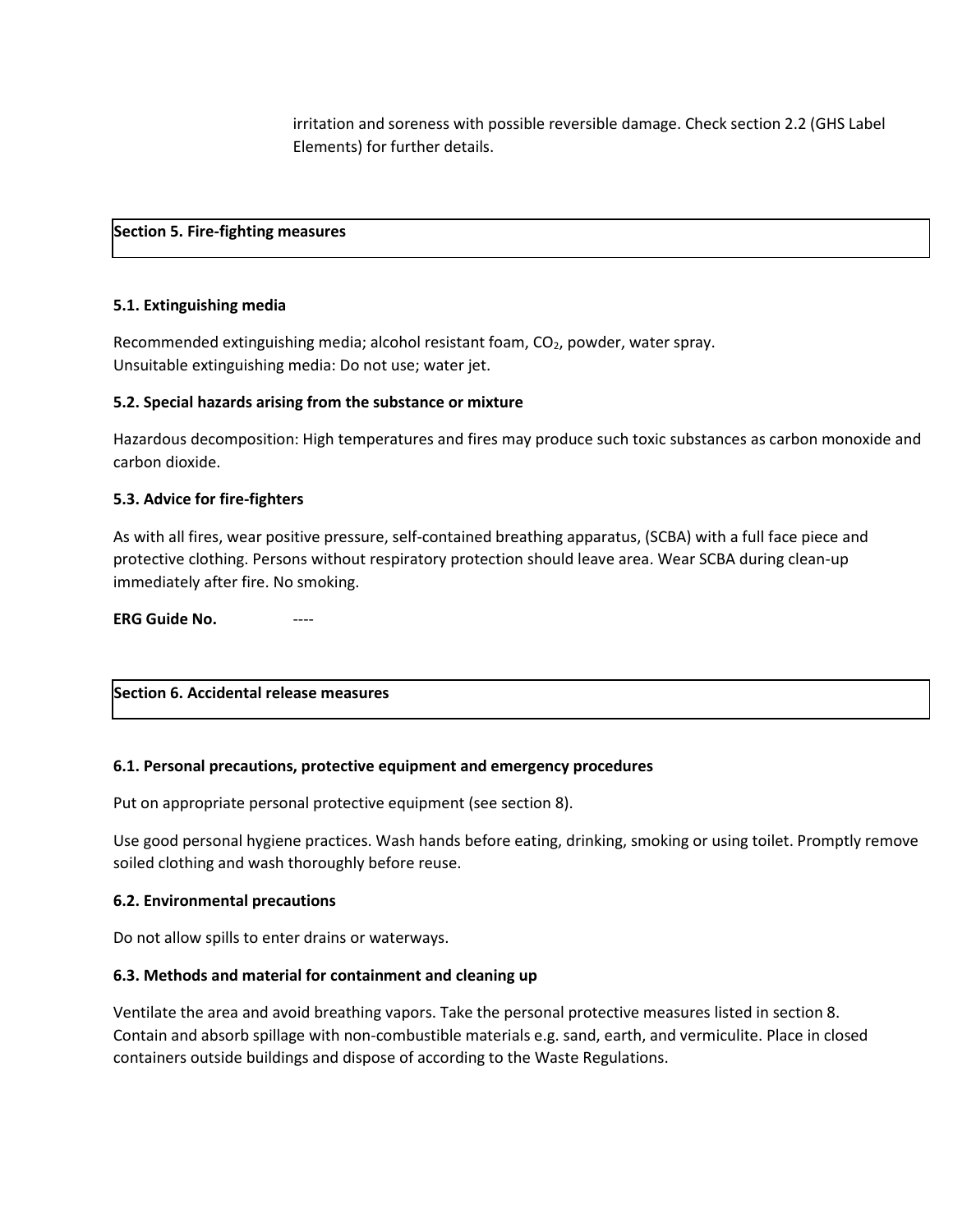irritation and soreness with possible reversible damage. Check section 2.2 (GHS Label Elements) for further details.

## Section 5. Fire-fighting measures

### 5.1. Extinguishing media

Recommended extinguishing media; alcohol resistant foam, $CO_2$, powder, water spray.
Unsuitable extinguishing media: Do not use; water jet.

### 5.2. Special hazards arising from the substance or mixture

Hazardous decomposition: High temperatures and fires may produce such toxic substances as carbon monoxide and carbon dioxide.

### 5.3. Advice for fire-fighters

As with all fires, wear positive pressure, self-contained breathing apparatus, (SCBA) with a full face piece and protective clothing. Persons without respiratory protection should leave area. Wear SCBA during clean-up immediately after fire. No smoking.

**ERG Guide No.** ----

## Section 6. Accidental release measures

### 6.1. Personal precautions, protective equipment and emergency procedures

Put on appropriate personal protective equipment (see section 8).

Use good personal hygiene practices. Wash hands before eating, drinking, smoking or using toilet. Promptly remove soiled clothing and wash thoroughly before reuse.

### 6.2. Environmental precautions

Do not allow spills to enter drains or waterways.

### 6.3. Methods and material for containment and cleaning up

Ventilate the area and avoid breathing vapors. Take the personal protective measures listed in section 8.
Contain and absorb spillage with non-combustible materials e.g. sand, earth, and vermiculite. Place in closed containers outside buildings and dispose of according to the Waste Regulations.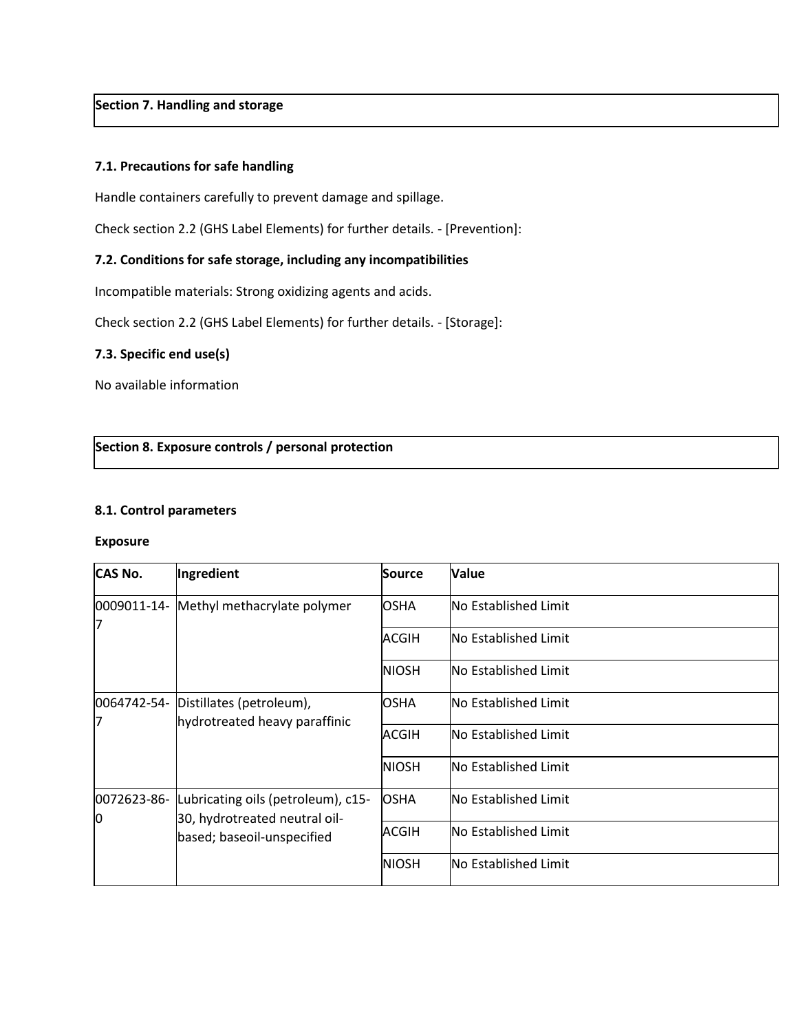## Section 7. Handling and storage

### 7.1. Precautions for safe handling

Handle containers carefully to prevent damage and spillage.

Check section 2.2 (GHS Label Elements) for further details. - [Prevention]:

### 7.2. Conditions for safe storage, including any incompatibilities

Incompatible materials: Strong oxidizing agents and acids.

Check section 2.2 (GHS Label Elements) for further details. - [Storage]:

### 7.3. Specific end use(s)

No available information

## Section 8. Exposure controls / personal protection

### 8.1. Control parameters

**Exposure**

| CAS No. | Ingredient | Source | Value |
|---|---|---|---|
| 0009011-14-7 | Methyl methacrylate polymer | OSHA | No Established Limit |
| | | ACGIH | No Established Limit |
| | | NIOSH | No Established Limit |
| 0064742-54-7 | Distillates (petroleum), hydrotreated heavy paraffinic | OSHA | No Established Limit |
| | | ACGIH | No Established Limit |
| | | NIOSH | No Established Limit |
| 0072623-86-0 | Lubricating oils (petroleum), c15-30, hydrotreated neutral oil-based; baseoil-unspecified | OSHA | No Established Limit |
| | | ACGIH | No Established Limit |
| | | NIOSH | No Established Limit |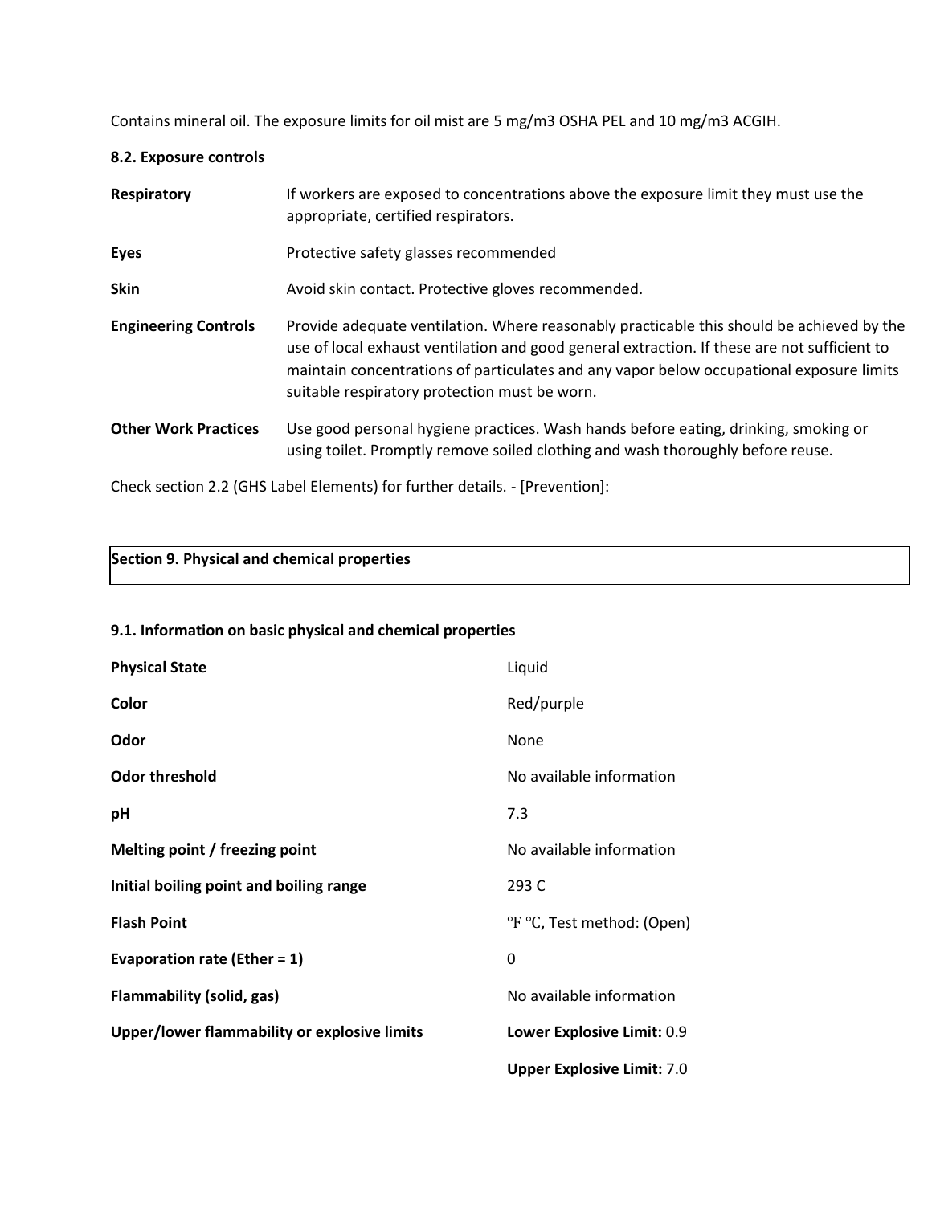Contains mineral oil. The exposure limits for oil mist are 5 mg/m3 OSHA PEL and 10 mg/m3 ACGIH.

**8.2. Exposure controls**

| | |
|---|---|
| **Respiratory** | If workers are exposed to concentrations above the exposure limit they must use the appropriate, certified respirators. |
| **Eyes** | Protective safety glasses recommended |
| **Skin** | Avoid skin contact. Protective gloves recommended. |
| **Engineering Controls** | Provide adequate ventilation. Where reasonably practicable this should be achieved by the use of local exhaust ventilation and good general extraction. If these are not sufficient to maintain concentrations of particulates and any vapor below occupational exposure limits suitable respiratory protection must be worn. |
| **Other Work Practices** | Use good personal hygiene practices. Wash hands before eating, drinking, smoking or using toilet. Promptly remove soiled clothing and wash thoroughly before reuse. |

Check section 2.2 (GHS Label Elements) for further details. - [Prevention]:

## Section 9. Physical and chemical properties

**9.1. Information on basic physical and chemical properties**

| | |
|---|---|
| **Physical State** | Liquid |
| **Color** | Red/purple |
| **Odor** | None |
| **Odor threshold** | No available information |
| **pH** | 7.3 |
| **Melting point / freezing point** | No available information |
| **Initial boiling point and boiling range** | 293 C |
| **Flash Point** | °F °C, Test method: (Open) |
| **Evaporation rate (Ether = 1)** | 0 |
| **Flammability (solid, gas)** | No available information |
| **Upper/lower flammability or explosive limits** | **Lower Explosive Limit:** 0.9 |
| | **Upper Explosive Limit:** 7.0 |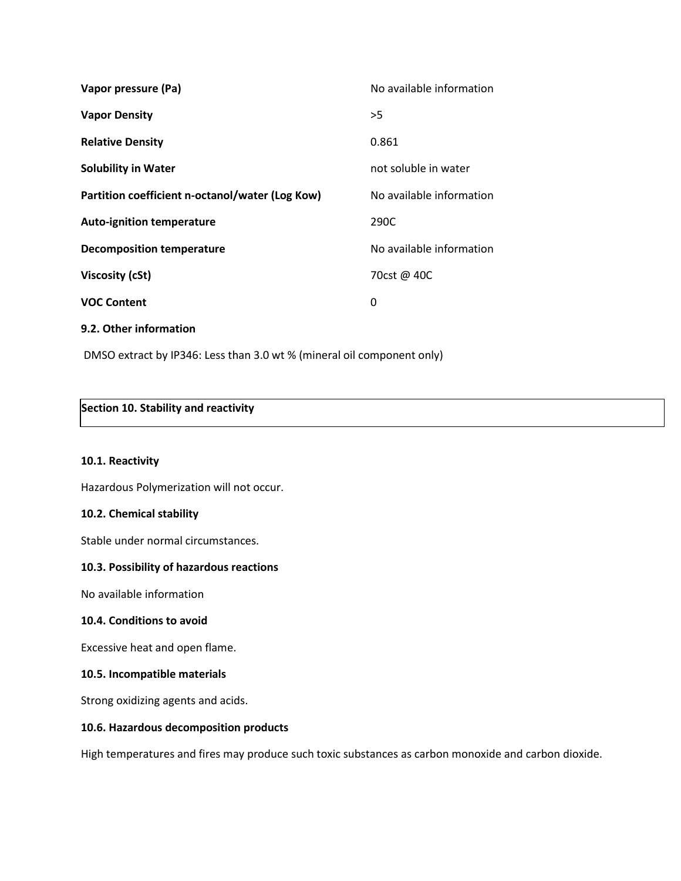| | |
|---|---|
| **Vapor pressure (Pa)** | No available information |
| **Vapor Density** | >5 |
| **Relative Density** | 0.861 |
| **Solubility in Water** | not soluble in water |
| **Partition coefficient n-octanol/water (Log Kow)** | No available information |
| **Auto-ignition temperature** | 290C |
| **Decomposition temperature** | No available information |
| **Viscosity (cSt)** | 70cst @ 40C |
| **VOC Content** | 0 |

**9.2. Other information**

DMSO extract by IP346: Less than 3.0 wt % (mineral oil component only)

## Section 10. Stability and reactivity

**10.1. Reactivity**

Hazardous Polymerization will not occur.

**10.2. Chemical stability**

Stable under normal circumstances.

**10.3. Possibility of hazardous reactions**

No available information

**10.4. Conditions to avoid**

Excessive heat and open flame.

**10.5. Incompatible materials**

Strong oxidizing agents and acids.

**10.6. Hazardous decomposition products**

High temperatures and fires may produce such toxic substances as carbon monoxide and carbon dioxide.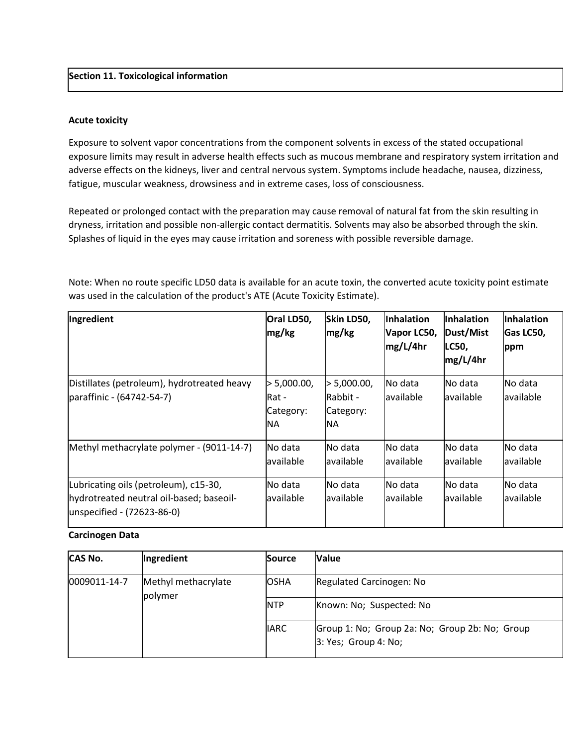## Section 11. Toxicological information

### Acute toxicity

Exposure to solvent vapor concentrations from the component solvents in excess of the stated occupational exposure limits may result in adverse health effects such as mucous membrane and respiratory system irritation and adverse effects on the kidneys, liver and central nervous system. Symptoms include headache, nausea, dizziness, fatigue, muscular weakness, drowsiness and in extreme cases, loss of consciousness.

Repeated or prolonged contact with the preparation may cause removal of natural fat from the skin resulting in dryness, irritation and possible non-allergic contact dermatitis. Solvents may also be absorbed through the skin. Splashes of liquid in the eyes may cause irritation and soreness with possible reversible damage.

Note: When no route specific LD50 data is available for an acute toxin, the converted acute toxicity point estimate was used in the calculation of the product's ATE (Acute Toxicity Estimate).

| Ingredient | Oral LD50, mg/kg | Skin LD50, mg/kg | Inhalation Vapor LC50, mg/L/4hr | Inhalation Dust/Mist LC50, mg/L/4hr | Inhalation Gas LC50, ppm |
|---|---|---|---|---|---|
| Distillates (petroleum), hydrotreated heavy paraffinic - (64742-54-7) | > 5,000.00, Rat - Category: NA | > 5,000.00, Rabbit - Category: NA | No data available | No data available | No data available |
| Methyl methacrylate polymer - (9011-14-7) | No data available | No data available | No data available | No data available | No data available |
| Lubricating oils (petroleum), c15-30, hydrotreated neutral oil-based; baseoil-unspecified - (72623-86-0) | No data available | No data available | No data available | No data available | No data available |

### Carcinogen Data

| CAS No. | Ingredient | Source | Value |
|---|---|---|---|
| 0009011-14-7 | Methyl methacrylate polymer | OSHA | Regulated Carcinogen: No |
| | | NTP | Known: No; Suspected: No |
| | | IARC | Group 1: No; Group 2a: No; Group 2b: No; Group 3: Yes; Group 4: No; |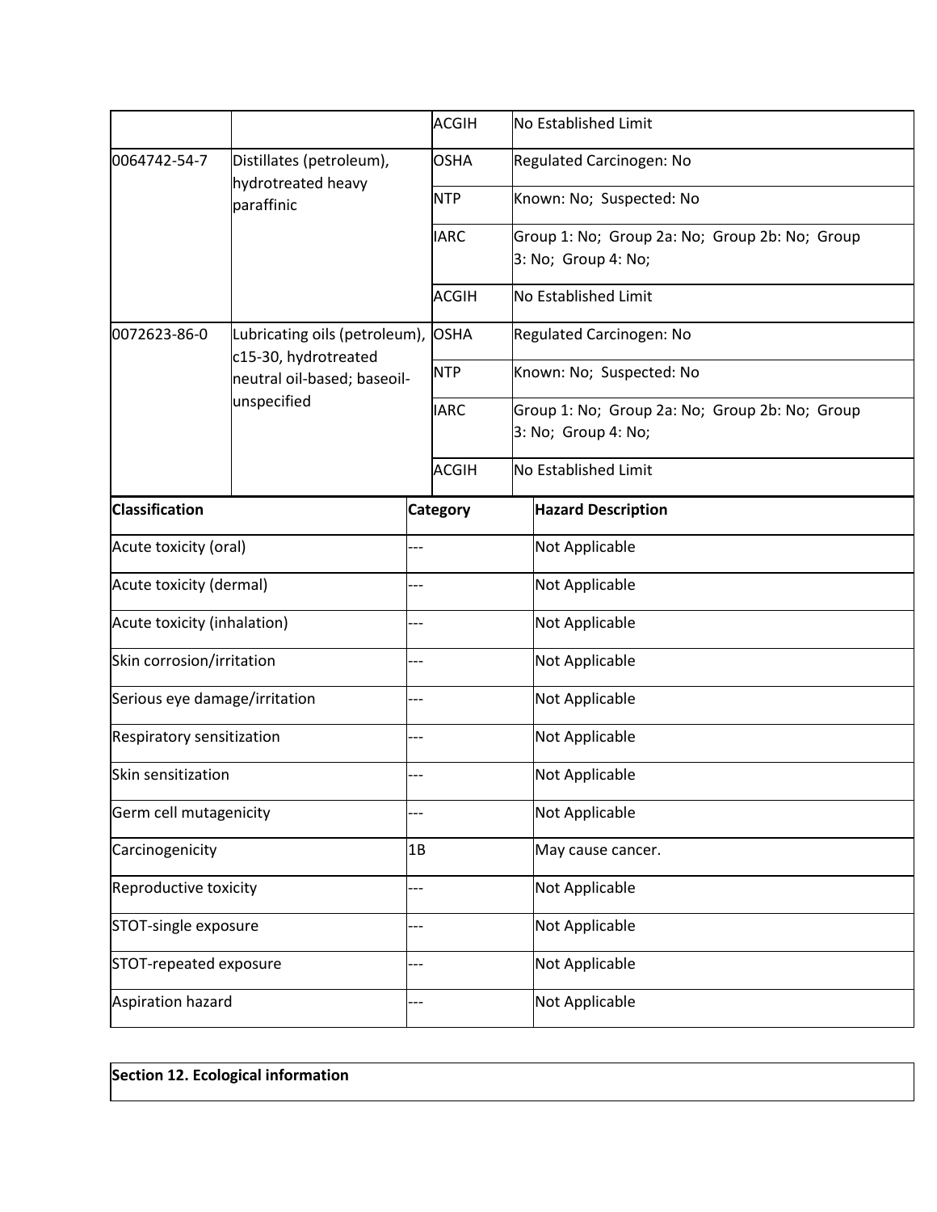|  |  |  |  |
|---|---|---|---|
|  |  | ACGIH | No Established Limit |
| 0064742-54-7 | Distillates (petroleum), hydrotreated heavy paraffinic | OSHA | Regulated Carcinogen: No |
|  |  | NTP | Known: No; Suspected: No |
|  |  | IARC | Group 1: No; Group 2a: No; Group 2b: No; Group 3: No; Group 4: No; |
|  |  | ACGIH | No Established Limit |
| 0072623-86-0 | Lubricating oils (petroleum), c15-30, hydrotreated neutral oil-based; baseoil-unspecified | OSHA | Regulated Carcinogen: No |
|  |  | NTP | Known: No; Suspected: No |
|  |  | IARC | Group 1: No; Group 2a: No; Group 2b: No; Group 3: No; Group 4: No; |
|  |  | ACGIH | No Established Limit |

| Classification | Category | Hazard Description |
|---|---|---|
| Acute toxicity (oral) | --- | Not Applicable |
| Acute toxicity (dermal) | --- | Not Applicable |
| Acute toxicity (inhalation) | --- | Not Applicable |
| Skin corrosion/irritation | --- | Not Applicable |
| Serious eye damage/irritation | --- | Not Applicable |
| Respiratory sensitization | --- | Not Applicable |
| Skin sensitization | --- | Not Applicable |
| Germ cell mutagenicity | --- | Not Applicable |
| Carcinogenicity | 1B | May cause cancer. |
| Reproductive toxicity | --- | Not Applicable |
| STOT-single exposure | --- | Not Applicable |
| STOT-repeated exposure | --- | Not Applicable |
| Aspiration hazard | --- | Not Applicable |

## Section 12. Ecological information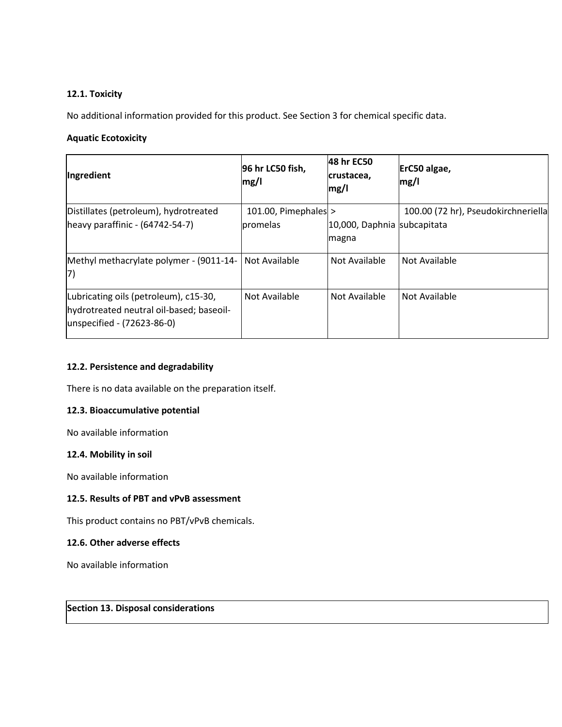### 12.1. Toxicity

No additional information provided for this product. See Section 3 for chemical specific data.

**Aquatic Ecotoxicity**

| Ingredient | 96 hr LC50 fish, mg/l | 48 hr EC50 crustacea, mg/l | ErC50 algae, mg/l |
|---|---|---|---|
| Distillates (petroleum), hydrotreated heavy paraffinic - (64742-54-7) | 101.00, Pimephales promelas | > 10,000, Daphnia magna | 100.00 (72 hr), Pseudokirchneriella subcapitata |
| Methyl methacrylate polymer - (9011-14-7) | Not Available | Not Available | Not Available |
| Lubricating oils (petroleum), c15-30, hydrotreated neutral oil-based; baseoil-unspecified - (72623-86-0) | Not Available | Not Available | Not Available |

### 12.2. Persistence and degradability

There is no data available on the preparation itself.

### 12.3. Bioaccumulative potential

No available information

### 12.4. Mobility in soil

No available information

### 12.5. Results of PBT and vPvB assessment

This product contains no PBT/vPvB chemicals.

### 12.6. Other adverse effects

No available information

## Section 13. Disposal considerations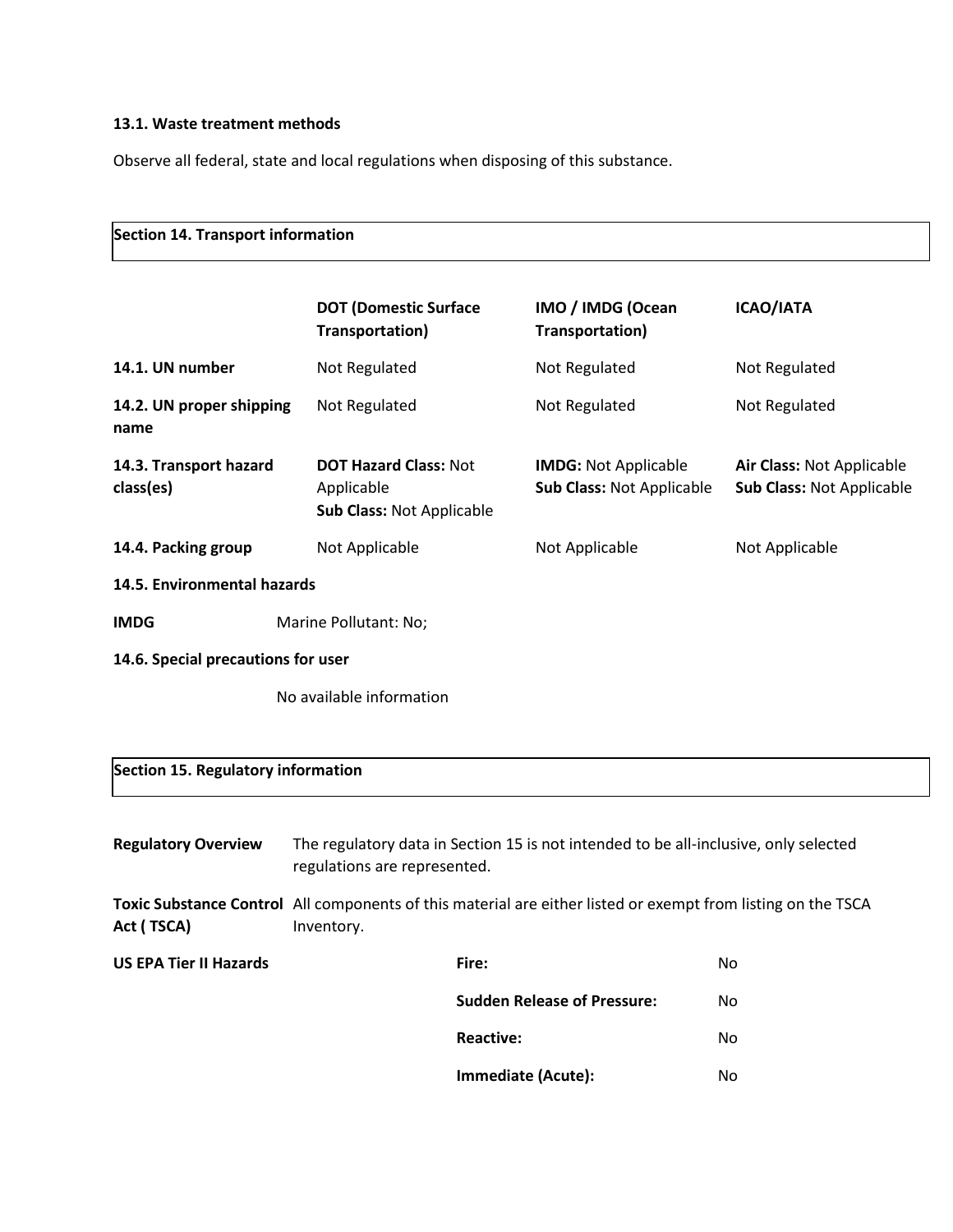### 13.1. Waste treatment methods

Observe all federal, state and local regulations when disposing of this substance.

## Section 14. Transport information

| | DOT (Domestic Surface Transportation) | IMO / IMDG (Ocean Transportation) | ICAO/IATA |
|---|---|---|---|
| **14.1. UN number** | Not Regulated | Not Regulated | Not Regulated |
| **14.2. UN proper shipping name** | Not Regulated | Not Regulated | Not Regulated |
| **14.3. Transport hazard class(es)** | **DOT Hazard Class:** Not Applicable<br>**Sub Class:** Not Applicable | **IMDG:** Not Applicable<br>**Sub Class:** Not Applicable | **Air Class:** Not Applicable<br>**Sub Class:** Not Applicable |
| **14.4. Packing group** | Not Applicable | Not Applicable | Not Applicable |

**14.5. Environmental hazards**

**IMDG** Marine Pollutant: No;

**14.6. Special precautions for user**

No available information

## Section 15. Regulatory information

**Regulatory Overview** The regulatory data in Section 15 is not intended to be all-inclusive, only selected regulations are represented.

**Toxic Substance Control Act ( TSCA)** All components of this material are either listed or exempt from listing on the TSCA Inventory.

**US EPA Tier II Hazards**

| | |
|---|---|
| **Fire:** | No |
| **Sudden Release of Pressure:** | No |
| **Reactive:** | No |
| **Immediate (Acute):** | No |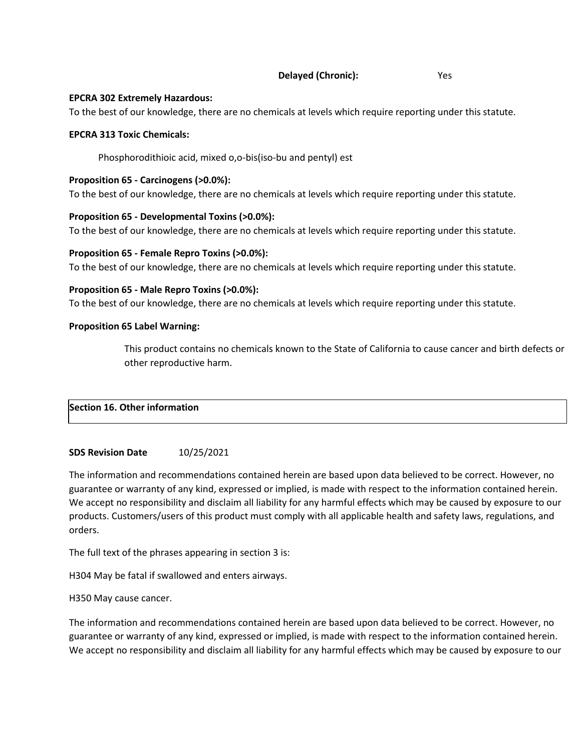**Delayed (Chronic):** Yes

**EPCRA 302 Extremely Hazardous:**

To the best of our knowledge, there are no chemicals at levels which require reporting under this statute.

**EPCRA 313 Toxic Chemicals:**

Phosphorodithioic acid, mixed o,o-bis(iso-bu and pentyl) est

**Proposition 65 - Carcinogens (>0.0%):**

To the best of our knowledge, there are no chemicals at levels which require reporting under this statute.

**Proposition 65 - Developmental Toxins (>0.0%):**

To the best of our knowledge, there are no chemicals at levels which require reporting under this statute.

**Proposition 65 - Female Repro Toxins (>0.0%):**

To the best of our knowledge, there are no chemicals at levels which require reporting under this statute.

**Proposition 65 - Male Repro Toxins (>0.0%):**

To the best of our knowledge, there are no chemicals at levels which require reporting under this statute.

**Proposition 65 Label Warning:**

This product contains no chemicals known to the State of California to cause cancer and birth defects or other reproductive harm.

## Section 16. Other information

**SDS Revision Date** 10/25/2021

The information and recommendations contained herein are based upon data believed to be correct. However, no guarantee or warranty of any kind, expressed or implied, is made with respect to the information contained herein. We accept no responsibility and disclaim all liability for any harmful effects which may be caused by exposure to our products. Customers/users of this product must comply with all applicable health and safety laws, regulations, and orders.

The full text of the phrases appearing in section 3 is:

H304 May be fatal if swallowed and enters airways.

H350 May cause cancer.

The information and recommendations contained herein are based upon data believed to be correct. However, no guarantee or warranty of any kind, expressed or implied, is made with respect to the information contained herein. We accept no responsibility and disclaim all liability for any harmful effects which may be caused by exposure to our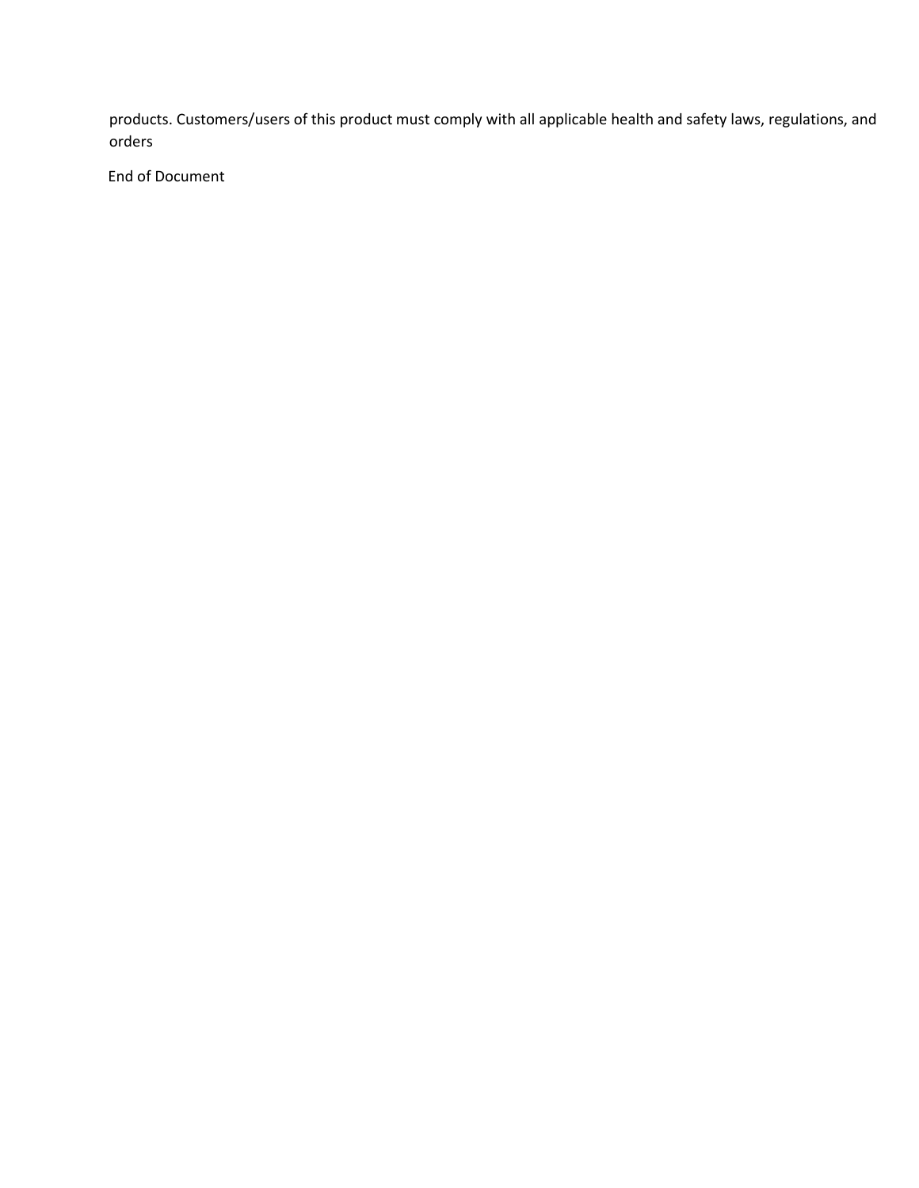products. Customers/users of this product must comply with all applicable health and safety laws, regulations, and orders

End of Document